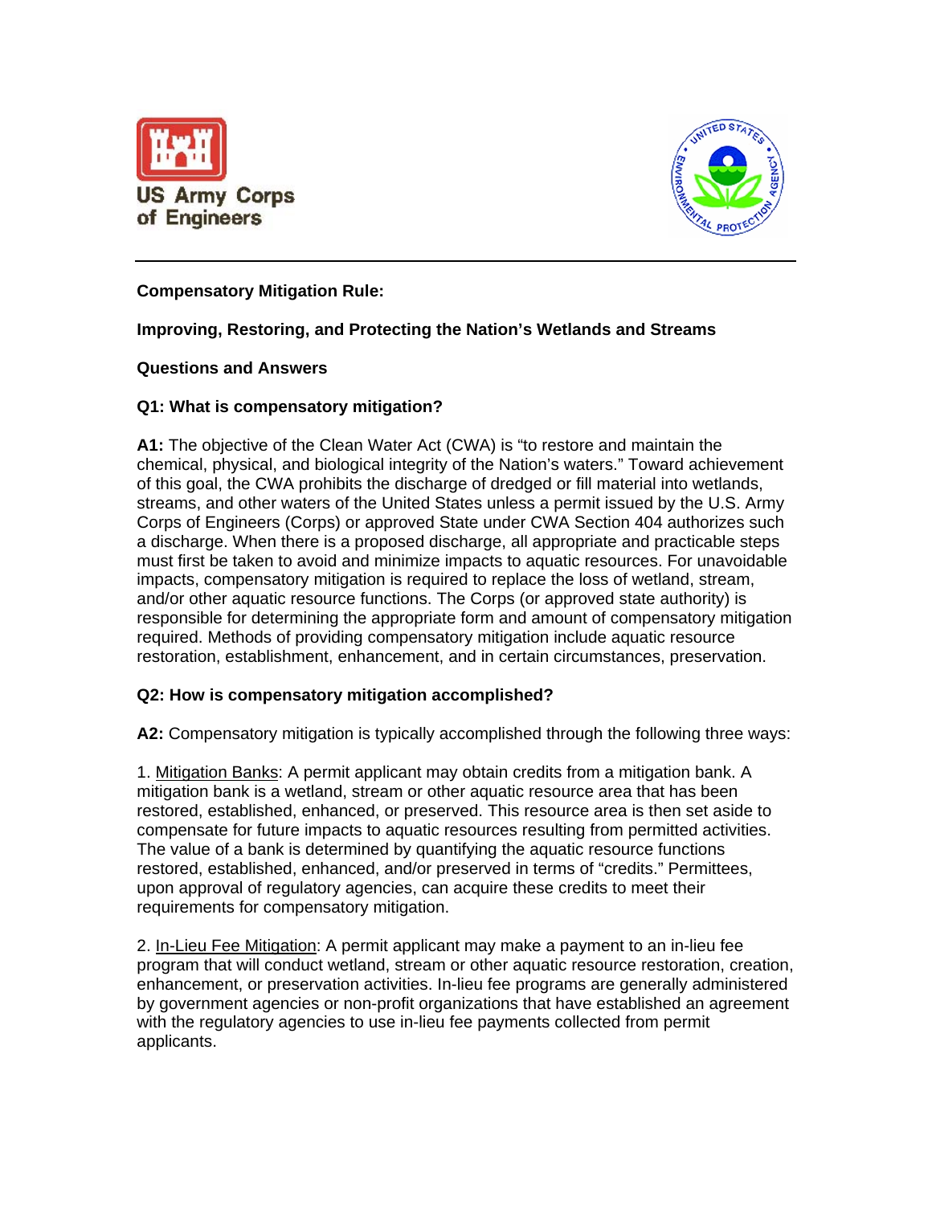US Army Corps of Engineers

**Compensatory Mitigation Rule:**

**Improving, Restoring, and Protecting the Nation's Wetlands and Streams**

**Questions and Answers**

**Q1: What is compensatory mitigation?**

**A1:** The objective of the Clean Water Act (CWA) is "to restore and maintain the chemical, physical, and biological integrity of the Nation's waters." Toward achievement of this goal, the CWA prohibits the discharge of dredged or fill material into wetlands, streams, and other waters of the United States unless a permit issued by the U.S. Army Corps of Engineers (Corps) or approved State under CWA Section 404 authorizes such a discharge. When there is a proposed discharge, all appropriate and practicable steps must first be taken to avoid and minimize impacts to aquatic resources. For unavoidable impacts, compensatory mitigation is required to replace the loss of wetland, stream, and/or other aquatic resource functions. The Corps (or approved state authority) is responsible for determining the appropriate form and amount of compensatory mitigation required. Methods of providing compensatory mitigation include aquatic resource restoration, establishment, enhancement, and in certain circumstances, preservation.

**Q2: How is compensatory mitigation accomplished?**

**A2:** Compensatory mitigation is typically accomplished through the following three ways:

1. Mitigation Banks: A permit applicant may obtain credits from a mitigation bank. A mitigation bank is a wetland, stream or other aquatic resource area that has been restored, established, enhanced, or preserved. This resource area is then set aside to compensate for future impacts to aquatic resources resulting from permitted activities. The value of a bank is determined by quantifying the aquatic resource functions restored, established, enhanced, and/or preserved in terms of "credits." Permittees, upon approval of regulatory agencies, can acquire these credits to meet their requirements for compensatory mitigation.

2. In-Lieu Fee Mitigation: A permit applicant may make a payment to an in-lieu fee program that will conduct wetland, stream or other aquatic resource restoration, creation, enhancement, or preservation activities. In-lieu fee programs are generally administered by government agencies or non-profit organizations that have established an agreement with the regulatory agencies to use in-lieu fee payments collected from permit applicants.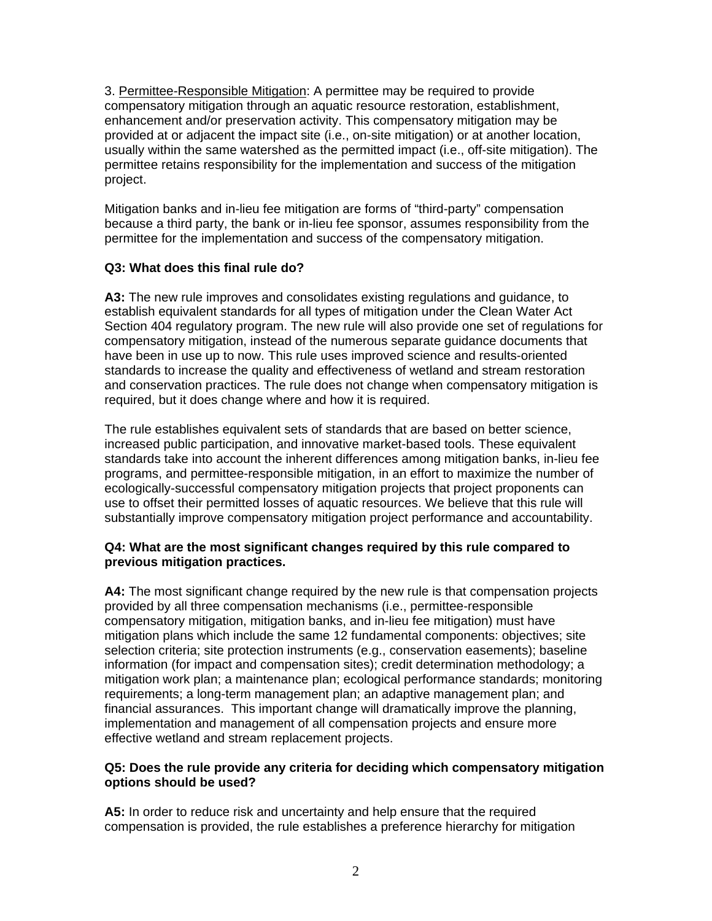3. <u>Permittee-Responsible Mitigation</u>: A permittee may be required to provide compensatory mitigation through an aquatic resource restoration, establishment, enhancement and/or preservation activity. This compensatory mitigation may be provided at or adjacent the impact site (i.e., on-site mitigation) or at another location, usually within the same watershed as the permitted impact (i.e., off-site mitigation). The permittee retains responsibility for the implementation and success of the mitigation project.

Mitigation banks and in-lieu fee mitigation are forms of "third-party" compensation because a third party, the bank or in-lieu fee sponsor, assumes responsibility from the permittee for the implementation and success of the compensatory mitigation.

**Q3: What does this final rule do?**

**A3:** The new rule improves and consolidates existing regulations and guidance, to establish equivalent standards for all types of mitigation under the Clean Water Act Section 404 regulatory program. The new rule will also provide one set of regulations for compensatory mitigation, instead of the numerous separate guidance documents that have been in use up to now. This rule uses improved science and results-oriented standards to increase the quality and effectiveness of wetland and stream restoration and conservation practices. The rule does not change when compensatory mitigation is required, but it does change where and how it is required.

The rule establishes equivalent sets of standards that are based on better science, increased public participation, and innovative market-based tools. These equivalent standards take into account the inherent differences among mitigation banks, in-lieu fee programs, and permittee-responsible mitigation, in an effort to maximize the number of ecologically-successful compensatory mitigation projects that project proponents can use to offset their permitted losses of aquatic resources. We believe that this rule will substantially improve compensatory mitigation project performance and accountability.

**Q4: What are the most significant changes required by this rule compared to previous mitigation practices.**

**A4:** The most significant change required by the new rule is that compensation projects provided by all three compensation mechanisms (i.e., permittee-responsible compensatory mitigation, mitigation banks, and in-lieu fee mitigation) must have mitigation plans which include the same 12 fundamental components: objectives; site selection criteria; site protection instruments (e.g., conservation easements); baseline information (for impact and compensation sites); credit determination methodology; a mitigation work plan; a maintenance plan; ecological performance standards; monitoring requirements; a long-term management plan; an adaptive management plan; and financial assurances. This important change will dramatically improve the planning, implementation and management of all compensation projects and ensure more effective wetland and stream replacement projects.

**Q5: Does the rule provide any criteria for deciding which compensatory mitigation options should be used?**

**A5:** In order to reduce risk and uncertainty and help ensure that the required compensation is provided, the rule establishes a preference hierarchy for mitigation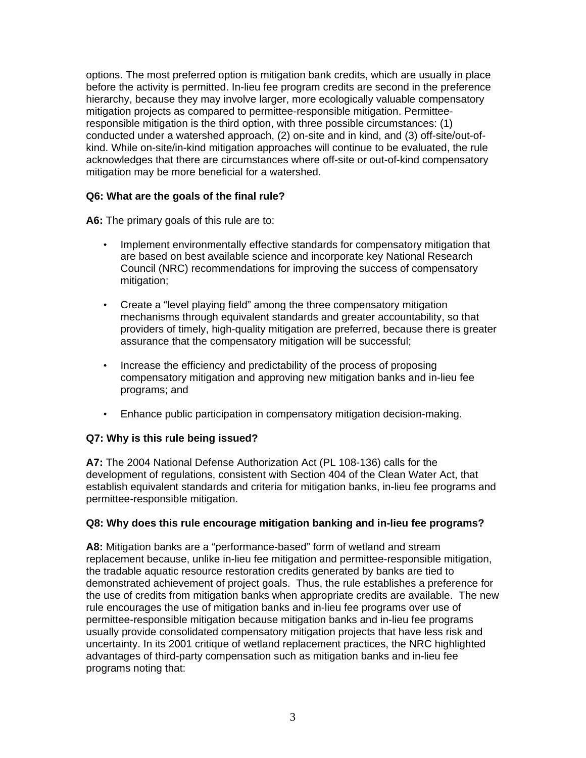options. The most preferred option is mitigation bank credits, which are usually in place before the activity is permitted. In-lieu fee program credits are second in the preference hierarchy, because they may involve larger, more ecologically valuable compensatory mitigation projects as compared to permittee-responsible mitigation. Permittee-responsible mitigation is the third option, with three possible circumstances: (1) conducted under a watershed approach, (2) on-site and in kind, and (3) off-site/out-of-kind. While on-site/in-kind mitigation approaches will continue to be evaluated, the rule acknowledges that there are circumstances where off-site or out-of-kind compensatory mitigation may be more beneficial for a watershed.

**Q6: What are the goals of the final rule?**

**A6:** The primary goals of this rule are to:

- Implement environmentally effective standards for compensatory mitigation that are based on best available science and incorporate key National Research Council (NRC) recommendations for improving the success of compensatory mitigation;
- Create a "level playing field" among the three compensatory mitigation mechanisms through equivalent standards and greater accountability, so that providers of timely, high-quality mitigation are preferred, because there is greater assurance that the compensatory mitigation will be successful;
- Increase the efficiency and predictability of the process of proposing compensatory mitigation and approving new mitigation banks and in-lieu fee programs; and
- Enhance public participation in compensatory mitigation decision-making.

**Q7: Why is this rule being issued?**

**A7:** The 2004 National Defense Authorization Act (PL 108-136) calls for the development of regulations, consistent with Section 404 of the Clean Water Act, that establish equivalent standards and criteria for mitigation banks, in-lieu fee programs and permittee-responsible mitigation.

**Q8: Why does this rule encourage mitigation banking and in-lieu fee programs?**

**A8:** Mitigation banks are a "performance-based" form of wetland and stream replacement because, unlike in-lieu fee mitigation and permittee-responsible mitigation, the tradable aquatic resource restoration credits generated by banks are tied to demonstrated achievement of project goals. Thus, the rule establishes a preference for the use of credits from mitigation banks when appropriate credits are available. The new rule encourages the use of mitigation banks and in-lieu fee programs over use of permittee-responsible mitigation because mitigation banks and in-lieu fee programs usually provide consolidated compensatory mitigation projects that have less risk and uncertainty. In its 2001 critique of wetland replacement practices, the NRC highlighted advantages of third-party compensation such as mitigation banks and in-lieu fee programs noting that: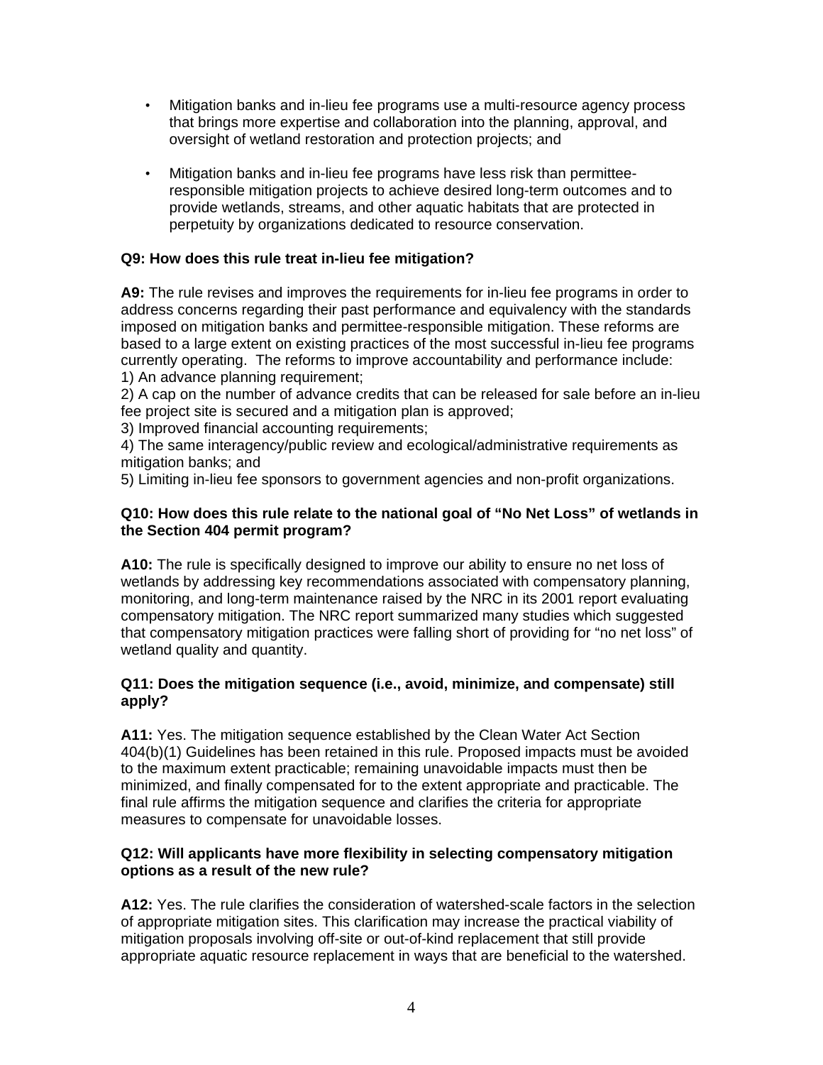- Mitigation banks and in-lieu fee programs use a multi-resource agency process that brings more expertise and collaboration into the planning, approval, and oversight of wetland restoration and protection projects; and

- Mitigation banks and in-lieu fee programs have less risk than permittee-responsible mitigation projects to achieve desired long-term outcomes and to provide wetlands, streams, and other aquatic habitats that are protected in perpetuity by organizations dedicated to resource conservation.

**Q9: How does this rule treat in-lieu fee mitigation?**

**A9:** The rule revises and improves the requirements for in-lieu fee programs in order to address concerns regarding their past performance and equivalency with the standards imposed on mitigation banks and permittee-responsible mitigation. These reforms are based to a large extent on existing practices of the most successful in-lieu fee programs currently operating. The reforms to improve accountability and performance include:
1) An advance planning requirement;
2) A cap on the number of advance credits that can be released for sale before an in-lieu fee project site is secured and a mitigation plan is approved;
3) Improved financial accounting requirements;
4) The same interagency/public review and ecological/administrative requirements as mitigation banks; and
5) Limiting in-lieu fee sponsors to government agencies and non-profit organizations.

**Q10: How does this rule relate to the national goal of "No Net Loss" of wetlands in the Section 404 permit program?**

**A10:** The rule is specifically designed to improve our ability to ensure no net loss of wetlands by addressing key recommendations associated with compensatory planning, monitoring, and long-term maintenance raised by the NRC in its 2001 report evaluating compensatory mitigation. The NRC report summarized many studies which suggested that compensatory mitigation practices were falling short of providing for "no net loss" of wetland quality and quantity.

**Q11: Does the mitigation sequence (i.e., avoid, minimize, and compensate) still apply?**

**A11:** Yes. The mitigation sequence established by the Clean Water Act Section 404(b)(1) Guidelines has been retained in this rule. Proposed impacts must be avoided to the maximum extent practicable; remaining unavoidable impacts must then be minimized, and finally compensated for to the extent appropriate and practicable. The final rule affirms the mitigation sequence and clarifies the criteria for appropriate measures to compensate for unavoidable losses.

**Q12: Will applicants have more flexibility in selecting compensatory mitigation options as a result of the new rule?**

**A12:** Yes. The rule clarifies the consideration of watershed-scale factors in the selection of appropriate mitigation sites. This clarification may increase the practical viability of mitigation proposals involving off-site or out-of-kind replacement that still provide appropriate aquatic resource replacement in ways that are beneficial to the watershed.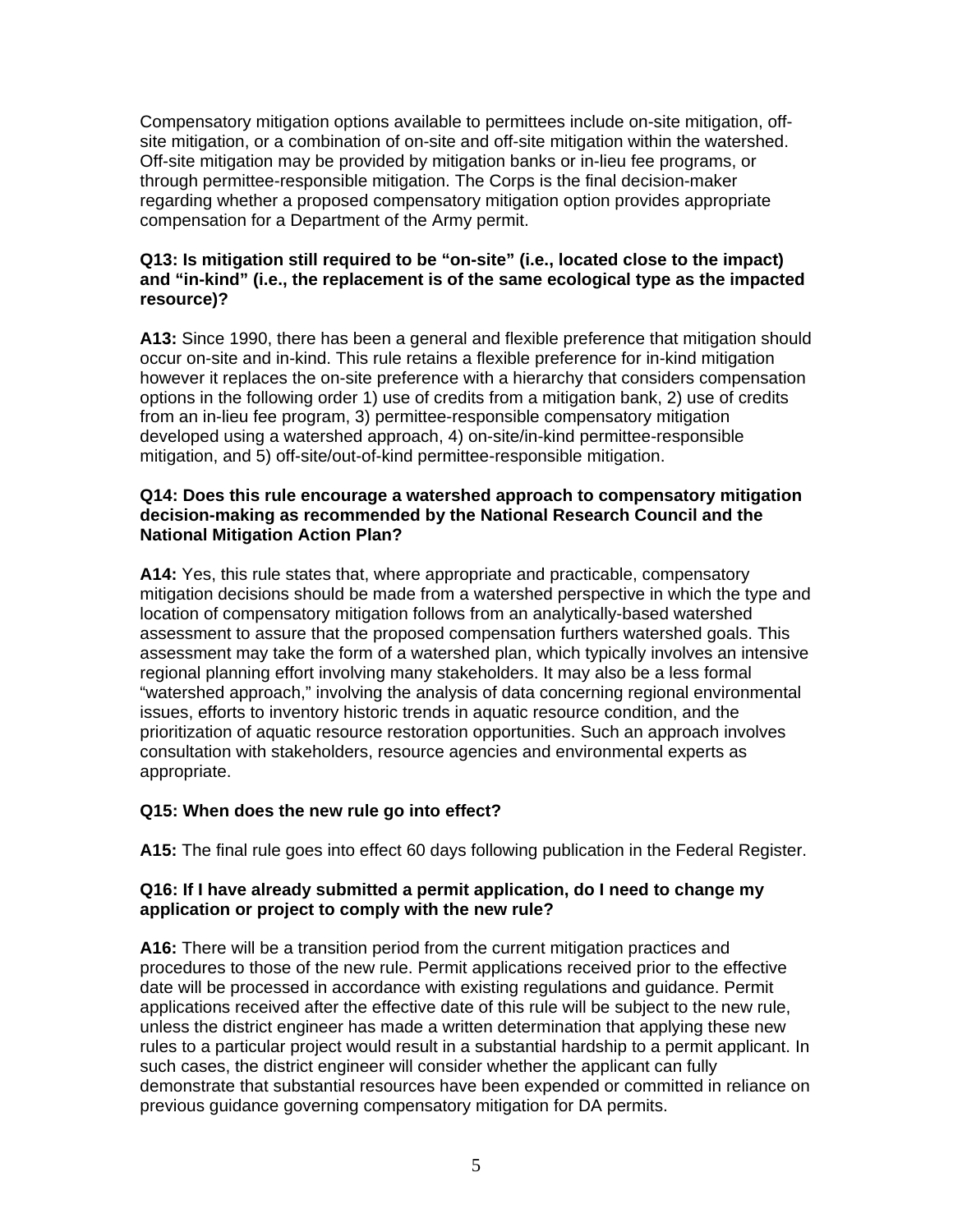Compensatory mitigation options available to permittees include on-site mitigation, off-site mitigation, or a combination of on-site and off-site mitigation within the watershed. Off-site mitigation may be provided by mitigation banks or in-lieu fee programs, or through permittee-responsible mitigation. The Corps is the final decision-maker regarding whether a proposed compensatory mitigation option provides appropriate compensation for a Department of the Army permit.

**Q13: Is mitigation still required to be "on-site" (i.e., located close to the impact) and "in-kind" (i.e., the replacement is of the same ecological type as the impacted resource)?**

**A13:** Since 1990, there has been a general and flexible preference that mitigation should occur on-site and in-kind. This rule retains a flexible preference for in-kind mitigation however it replaces the on-site preference with a hierarchy that considers compensation options in the following order 1) use of credits from a mitigation bank, 2) use of credits from an in-lieu fee program, 3) permittee-responsible compensatory mitigation developed using a watershed approach, 4) on-site/in-kind permittee-responsible mitigation, and 5) off-site/out-of-kind permittee-responsible mitigation.

**Q14: Does this rule encourage a watershed approach to compensatory mitigation decision-making as recommended by the National Research Council and the National Mitigation Action Plan?**

**A14:** Yes, this rule states that, where appropriate and practicable, compensatory mitigation decisions should be made from a watershed perspective in which the type and location of compensatory mitigation follows from an analytically-based watershed assessment to assure that the proposed compensation furthers watershed goals. This assessment may take the form of a watershed plan, which typically involves an intensive regional planning effort involving many stakeholders. It may also be a less formal "watershed approach," involving the analysis of data concerning regional environmental issues, efforts to inventory historic trends in aquatic resource condition, and the prioritization of aquatic resource restoration opportunities. Such an approach involves consultation with stakeholders, resource agencies and environmental experts as appropriate.

**Q15: When does the new rule go into effect?**

**A15:** The final rule goes into effect 60 days following publication in the Federal Register.

**Q16: If I have already submitted a permit application, do I need to change my application or project to comply with the new rule?**

**A16:** There will be a transition period from the current mitigation practices and procedures to those of the new rule. Permit applications received prior to the effective date will be processed in accordance with existing regulations and guidance. Permit applications received after the effective date of this rule will be subject to the new rule, unless the district engineer has made a written determination that applying these new rules to a particular project would result in a substantial hardship to a permit applicant. In such cases, the district engineer will consider whether the applicant can fully demonstrate that substantial resources have been expended or committed in reliance on previous guidance governing compensatory mitigation for DA permits.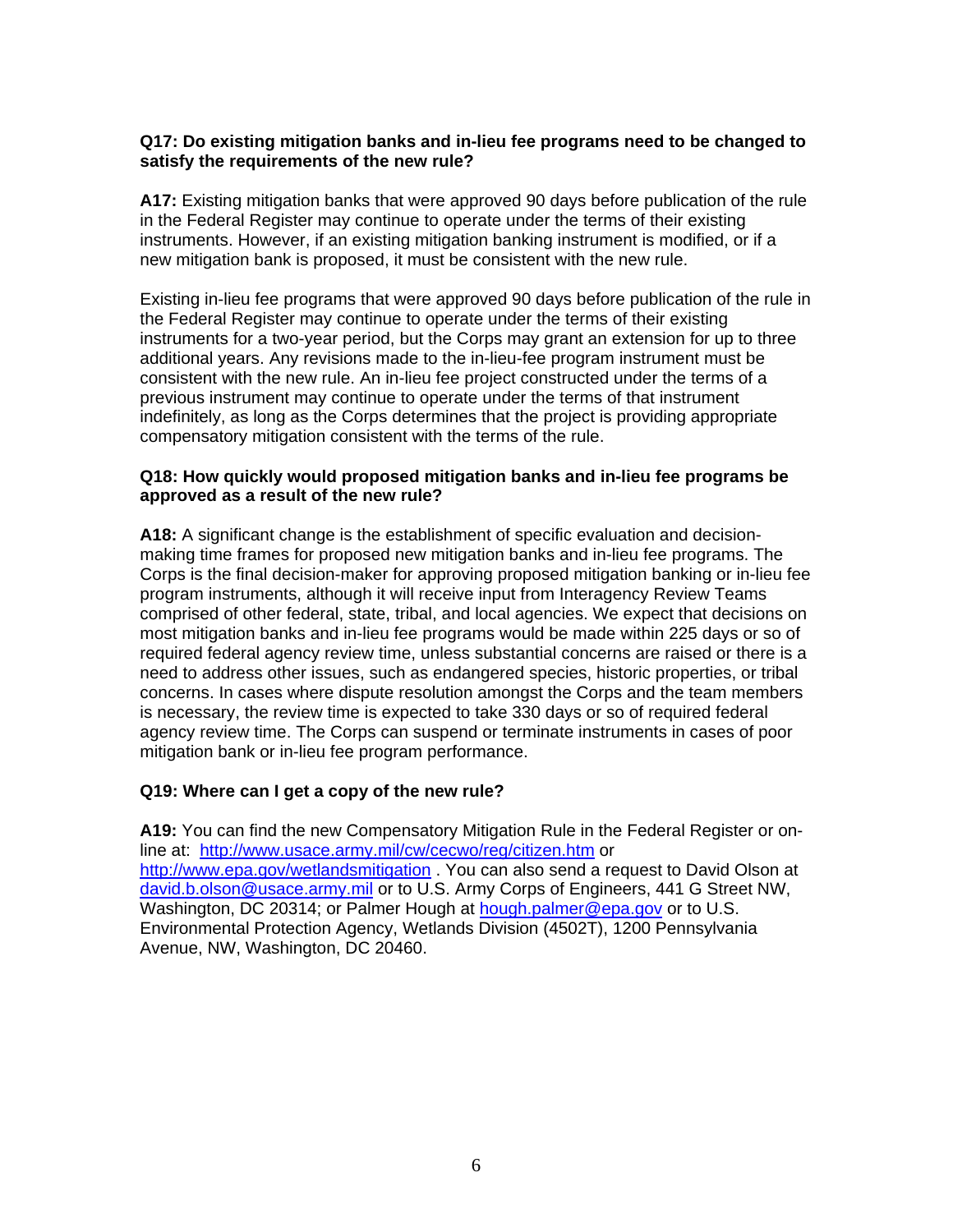**Q17: Do existing mitigation banks and in-lieu fee programs need to be changed to satisfy the requirements of the new rule?**

**A17:** Existing mitigation banks that were approved 90 days before publication of the rule in the Federal Register may continue to operate under the terms of their existing instruments. However, if an existing mitigation banking instrument is modified, or if a new mitigation bank is proposed, it must be consistent with the new rule.

Existing in-lieu fee programs that were approved 90 days before publication of the rule in the Federal Register may continue to operate under the terms of their existing instruments for a two-year period, but the Corps may grant an extension for up to three additional years. Any revisions made to the in-lieu-fee program instrument must be consistent with the new rule. An in-lieu fee project constructed under the terms of a previous instrument may continue to operate under the terms of that instrument indefinitely, as long as the Corps determines that the project is providing appropriate compensatory mitigation consistent with the terms of the rule.

**Q18: How quickly would proposed mitigation banks and in-lieu fee programs be approved as a result of the new rule?**

**A18:** A significant change is the establishment of specific evaluation and decision-making time frames for proposed new mitigation banks and in-lieu fee programs. The Corps is the final decision-maker for approving proposed mitigation banking or in-lieu fee program instruments, although it will receive input from Interagency Review Teams comprised of other federal, state, tribal, and local agencies. We expect that decisions on most mitigation banks and in-lieu fee programs would be made within 225 days or so of required federal agency review time, unless substantial concerns are raised or there is a need to address other issues, such as endangered species, historic properties, or tribal concerns. In cases where dispute resolution amongst the Corps and the team members is necessary, the review time is expected to take 330 days or so of required federal agency review time. The Corps can suspend or terminate instruments in cases of poor mitigation bank or in-lieu fee program performance.

**Q19: Where can I get a copy of the new rule?**

**A19:** You can find the new Compensatory Mitigation Rule in the Federal Register or on-line at: http://www.usace.army.mil/cw/cecwo/reg/citizen.htm or http://www.epa.gov/wetlandsmitigation . You can also send a request to David Olson at david.b.olson@usace.army.mil or to U.S. Army Corps of Engineers, 441 G Street NW, Washington, DC 20314; or Palmer Hough at hough.palmer@epa.gov or to U.S. Environmental Protection Agency, Wetlands Division (4502T), 1200 Pennsylvania Avenue, NW, Washington, DC 20460.